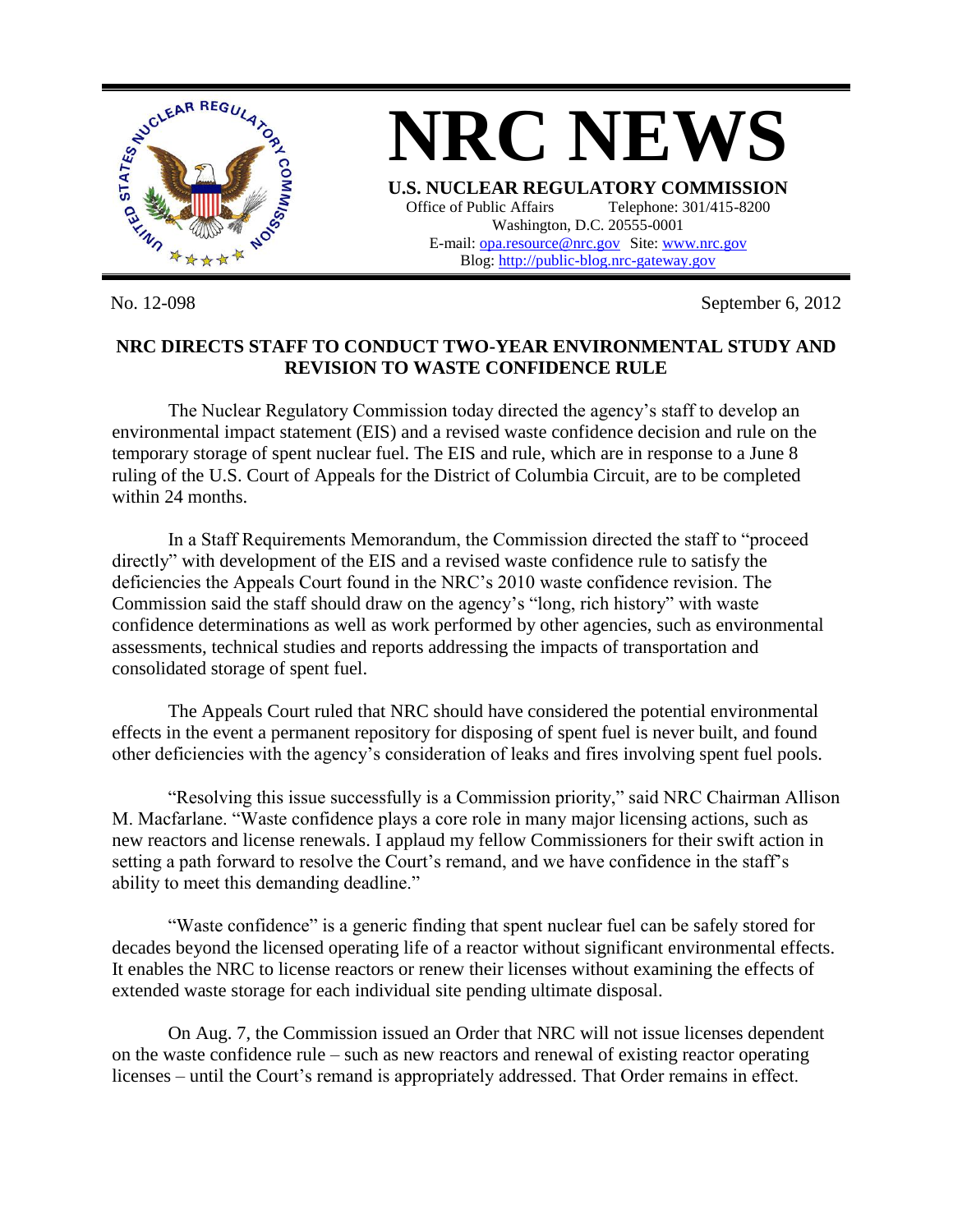# NRC NEWS

**U.S. NUCLEAR REGULATORY COMMISSION**

Office of Public Affairs  Telephone: 301/415-8200
Washington, D.C. 20555-0001
E-mail: opa.resource@nrc.gov  Site: www.nrc.gov
Blog: http://public-blog.nrc-gateway.gov

No. 12-098  September 6, 2012

## NRC DIRECTS STAFF TO CONDUCT TWO-YEAR ENVIRONMENTAL STUDY AND REVISION TO WASTE CONFIDENCE RULE

The Nuclear Regulatory Commission today directed the agency's staff to develop an environmental impact statement (EIS) and a revised waste confidence decision and rule on the temporary storage of spent nuclear fuel. The EIS and rule, which are in response to a June 8 ruling of the U.S. Court of Appeals for the District of Columbia Circuit, are to be completed within 24 months.

In a Staff Requirements Memorandum, the Commission directed the staff to "proceed directly" with development of the EIS and a revised waste confidence rule to satisfy the deficiencies the Appeals Court found in the NRC's 2010 waste confidence revision. The Commission said the staff should draw on the agency's "long, rich history" with waste confidence determinations as well as work performed by other agencies, such as environmental assessments, technical studies and reports addressing the impacts of transportation and consolidated storage of spent fuel.

The Appeals Court ruled that NRC should have considered the potential environmental effects in the event a permanent repository for disposing of spent fuel is never built, and found other deficiencies with the agency's consideration of leaks and fires involving spent fuel pools.

"Resolving this issue successfully is a Commission priority," said NRC Chairman Allison M. Macfarlane. "Waste confidence plays a core role in many major licensing actions, such as new reactors and license renewals. I applaud my fellow Commissioners for their swift action in setting a path forward to resolve the Court's remand, and we have confidence in the staff's ability to meet this demanding deadline."

"Waste confidence" is a generic finding that spent nuclear fuel can be safely stored for decades beyond the licensed operating life of a reactor without significant environmental effects. It enables the NRC to license reactors or renew their licenses without examining the effects of extended waste storage for each individual site pending ultimate disposal.

On Aug. 7, the Commission issued an Order that NRC will not issue licenses dependent on the waste confidence rule – such as new reactors and renewal of existing reactor operating licenses – until the Court's remand is appropriately addressed. That Order remains in effect.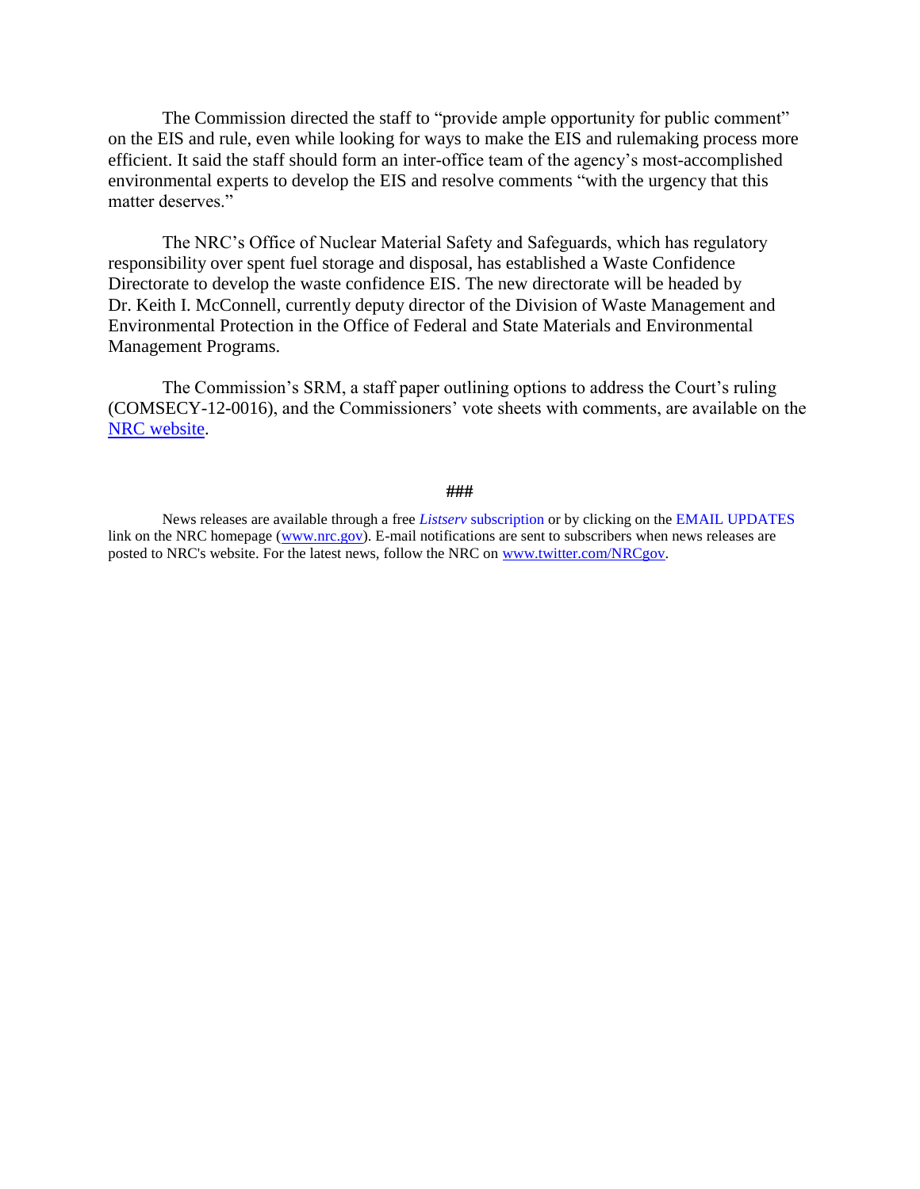The Commission directed the staff to "provide ample opportunity for public comment" on the EIS and rule, even while looking for ways to make the EIS and rulemaking process more efficient. It said the staff should form an inter-office team of the agency's most-accomplished environmental experts to develop the EIS and resolve comments "with the urgency that this matter deserves."

The NRC's Office of Nuclear Material Safety and Safeguards, which has regulatory responsibility over spent fuel storage and disposal, has established a Waste Confidence Directorate to develop the waste confidence EIS. The new directorate will be headed by Dr. Keith I. McConnell, currently deputy director of the Division of Waste Management and Environmental Protection in the Office of Federal and State Materials and Environmental Management Programs.

The Commission's SRM, a staff paper outlining options to address the Court's ruling (COMSECY-12-0016), and the Commissioners' vote sheets with comments, are available on the NRC website.

###

News releases are available through a free *Listserv* subscription or by clicking on the EMAIL UPDATES link on the NRC homepage (www.nrc.gov). E-mail notifications are sent to subscribers when news releases are posted to NRC's website. For the latest news, follow the NRC on www.twitter.com/NRCgov.